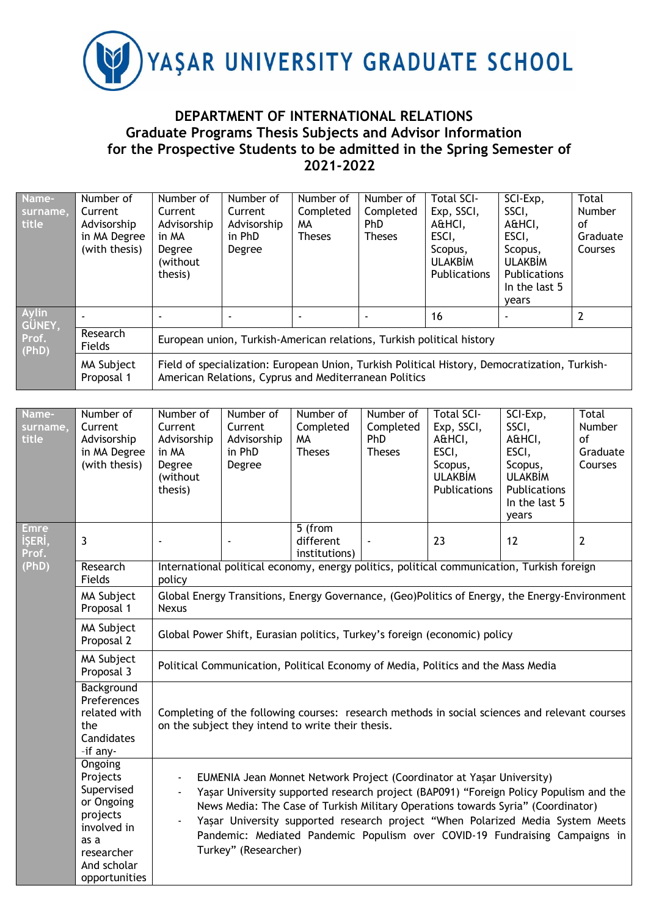# YAŞAR UNIVERSITY GRADUATE SCHOOL

## DEPARTMENT OF INTERNATIONAL RELATIONS
## Graduate Programs Thesis Subjects and Advisor Information for the Prospective Students to be admitted in the Spring Semester of 2021-2022

| Name-surname, title | Number of Current Advisorship in MA Degree (with thesis) | Number of Current Advisorship in MA Degree (without thesis) | Number of Current Advisorship in PhD Degree | Number of Completed MA Theses | Number of Completed PhD Theses | Total SCI-Exp, SSCI, A&HCI, ESCI, Scopus, ULAKBİM Publications | SCI-Exp, SSCI, A&HCI, ESCI, Scopus, ULAKBİM Publications In the last 5 years | Total Number of Graduate Courses |
|---|---|---|---|---|---|---|---|---|
| Aylin GÜNEY, Prof. (PhD) | - | - | - | - | - | 16 | - | 2 |
| | Research Fields | European union, Turkish-American relations, Turkish political history | | | | | | |
| | MA Subject Proposal 1 | Field of specialization: European Union, Turkish Political History, Democratization, Turkish-American Relations, Cyprus and Mediterranean Politics | | | | | | |

| Name-surname, title | Number of Current Advisorship in MA Degree (with thesis) | Number of Current Advisorship in MA Degree (without thesis) | Number of Current Advisorship in PhD Degree | Number of Completed MA Theses | Number of Completed PhD Theses | Total SCI-Exp, SSCI, A&HCI, ESCI, Scopus, ULAKBİM Publications | SCI-Exp, SSCI, A&HCI, ESCI, Scopus, ULAKBİM Publications In the last 5 years | Total Number of Graduate Courses |
|---|---|---|---|---|---|---|---|---|
| Emre İŞERİ, Prof. (PhD) | 3 | - | - | 5 (from different institutions) | - | 23 | 12 | 2 |
| | Research Fields | International political economy, energy politics, political communication, Turkish foreign policy | | | | | | |
| | MA Subject Proposal 1 | Global Energy Transitions, Energy Governance, (Geo)Politics of Energy, the Energy-Environment Nexus | | | | | | |
| | MA Subject Proposal 2 | Global Power Shift, Eurasian politics, Turkey's foreign (economic) policy | | | | | | |
| | MA Subject Proposal 3 | Political Communication, Political Economy of Media, Politics and the Mass Media | | | | | | |
| | Background Preferences related with the Candidates -if any- | Completing of the following courses: research methods in social sciences and relevant courses on the subject they intend to write their thesis. | | | | | | |
| | Ongoing Projects Supervised or Ongoing projects involved in as a researcher And scholar opportunities | - EUMENIA Jean Monnet Network Project (Coordinator at Yaşar University)<br>- Yaşar University supported research project (BAP091) "Foreign Policy Populism and the News Media: The Case of Turkish Military Operations towards Syria" (Coordinator)<br>- Yaşar University supported research project "When Polarized Media System Meets Pandemic: Mediated Pandemic Populism over COVID-19 Fundraising Campaigns in Turkey" (Researcher) | | | | | | |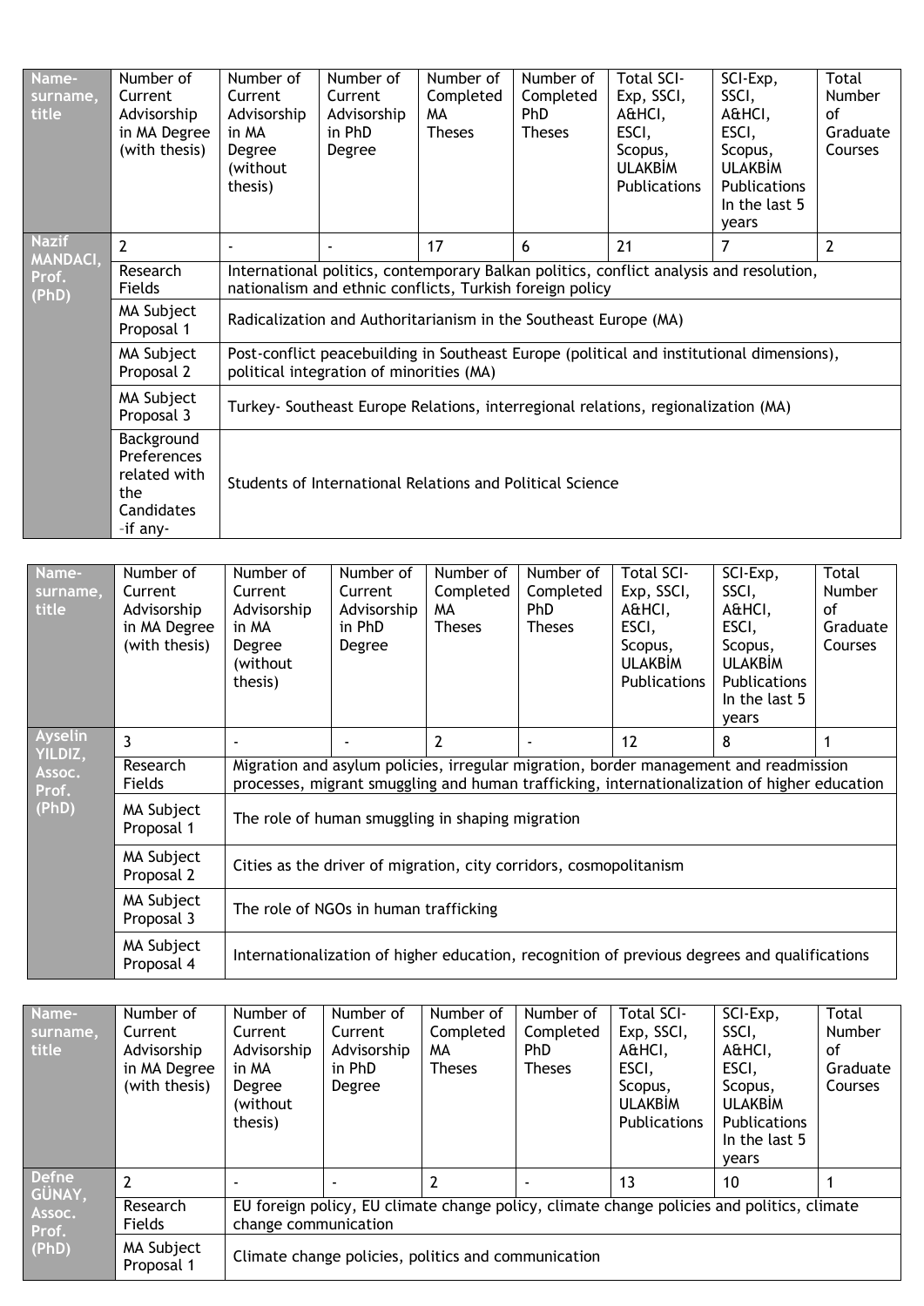| Name-surname, title | Number of Current Advisorship in MA Degree (with thesis) | Number of Current Advisorship in MA Degree (without thesis) | Number of Current Advisorship in PhD Degree | Number of Completed MA Theses | Number of Completed PhD Theses | Total SCI-Exp, SSCI, A&HCI, ESCI, Scopus, ULAKBİM Publications | SCI-Exp, SSCI, A&HCI, ESCI, Scopus, ULAKBİM Publications In the last 5 years | Total Number of Graduate Courses |
|---|---|---|---|---|---|---|---|---|
| Nazif MANDACI, Prof. (PhD) | 2 | - | - | 17 | 6 | 21 | 7 | 2 |
| | Research Fields | International politics, contemporary Balkan politics, conflict analysis and resolution, nationalism and ethnic conflicts, Turkish foreign policy | | | | | | |
| | MA Subject Proposal 1 | Radicalization and Authoritarianism in the Southeast Europe (MA) | | | | | | |
| | MA Subject Proposal 2 | Post-conflict peacebuilding in Southeast Europe (political and institutional dimensions), political integration of minorities (MA) | | | | | | |
| | MA Subject Proposal 3 | Turkey- Southeast Europe Relations, interregional relations, regionalization (MA) | | | | | | |
| | Background Preferences related with the Candidates -if any- | Students of International Relations and Political Science | | | | | | |

| Name-surname, title | Number of Current Advisorship in MA Degree (with thesis) | Number of Current Advisorship in MA Degree (without thesis) | Number of Current Advisorship in PhD Degree | Number of Completed MA Theses | Number of Completed PhD Theses | Total SCI-Exp, SSCI, A&HCI, ESCI, Scopus, ULAKBİM Publications | SCI-Exp, SSCI, A&HCI, ESCI, Scopus, ULAKBİM Publications In the last 5 years | Total Number of Graduate Courses |
|---|---|---|---|---|---|---|---|---|
| Ayselin YILDIZ, Assoc. Prof. (PhD) | 3 | - | - | 2 | - | 12 | 8 | 1 |
| | Research Fields | Migration and asylum policies, irregular migration, border management and readmission processes, migrant smuggling and human trafficking, internationalization of higher education | | | | | | |
| | MA Subject Proposal 1 | The role of human smuggling in shaping migration | | | | | | |
| | MA Subject Proposal 2 | Cities as the driver of migration, city corridors, cosmopolitanism | | | | | | |
| | MA Subject Proposal 3 | The role of NGOs in human trafficking | | | | | | |
| | MA Subject Proposal 4 | Internationalization of higher education, recognition of previous degrees and qualifications | | | | | | |

| Name-surname, title | Number of Current Advisorship in MA Degree (with thesis) | Number of Current Advisorship in MA Degree (without thesis) | Number of Current Advisorship in PhD Degree | Number of Completed MA Theses | Number of Completed PhD Theses | Total SCI-Exp, SSCI, A&HCI, ESCI, Scopus, ULAKBİM Publications | SCI-Exp, SSCI, A&HCI, ESCI, Scopus, ULAKBİM Publications In the last 5 years | Total Number of Graduate Courses |
|---|---|---|---|---|---|---|---|---|
| Defne GÜNAY, Assoc. Prof. (PhD) | 2 | - | - | 2 | - | 13 | 10 | 1 |
| | Research Fields | EU foreign policy, EU climate change policy, climate change policies and politics, climate change communication | | | | | | |
| | MA Subject Proposal 1 | Climate change policies, politics and communication | | | | | | |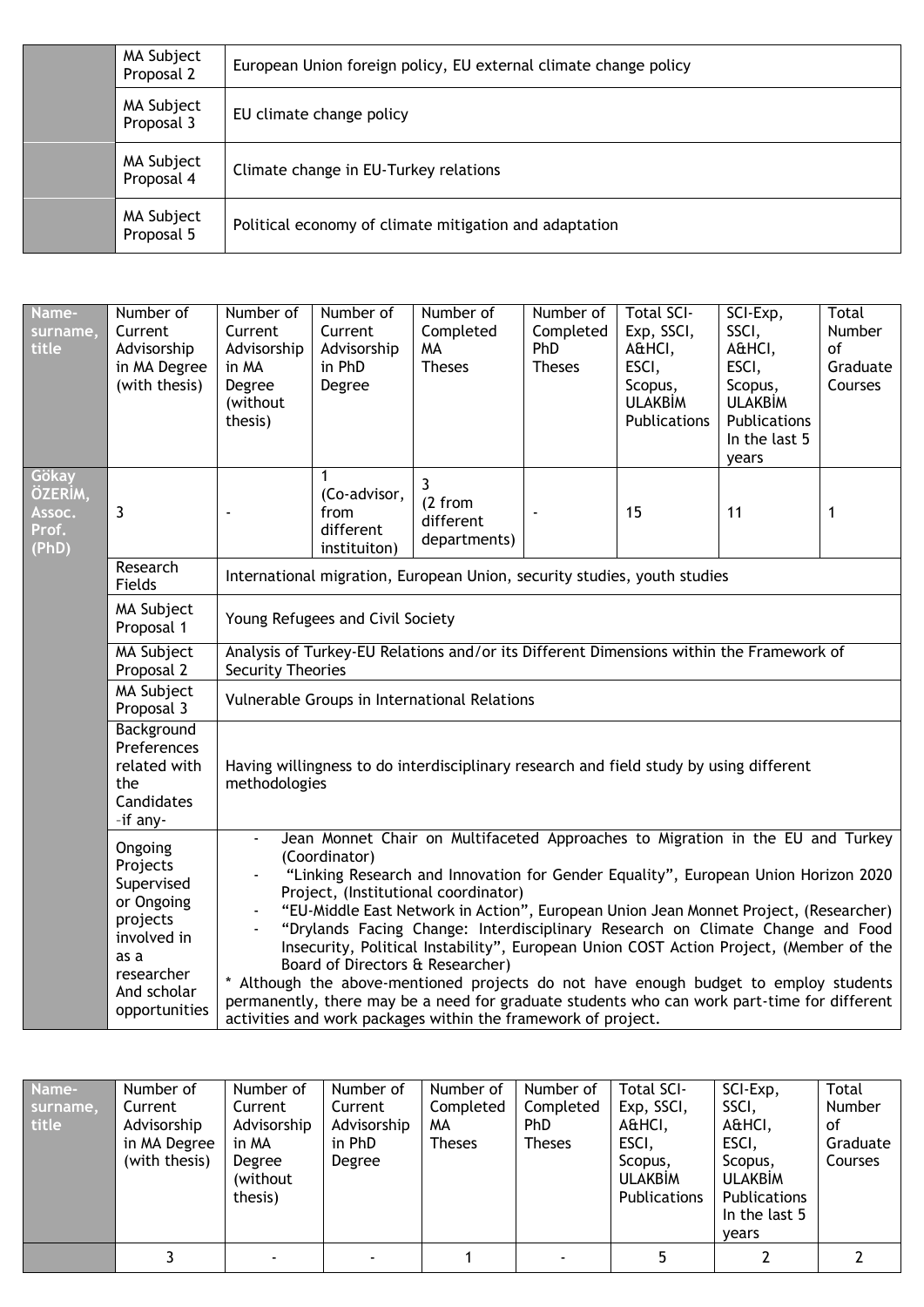| | | |
|---|---|---|
| | MA Subject Proposal 2 | European Union foreign policy, EU external climate change policy |
| | MA Subject Proposal 3 | EU climate change policy |
| | MA Subject Proposal 4 | Climate change in EU-Turkey relations |
| | MA Subject Proposal 5 | Political economy of climate mitigation and adaptation |

| Name-surname, title | Number of Current Advisorship in MA Degree (with thesis) | Number of Current Advisorship in MA Degree (without thesis) | Number of Current Advisorship in PhD Degree | Number of Completed MA Theses | Number of Completed PhD Theses | Total SCI-Exp, SSCI, A&HCI, ESCI, Scopus, ULAKBİM Publications | SCI-Exp, SSCI, A&HCI, ESCI, Scopus, ULAKBİM Publications In the last 5 years | Total Number of Graduate Courses |
|---|---|---|---|---|---|---|---|---|
| Gökay ÖZERİM, Assoc. Prof. (PhD) | 3 | - | 1 (Co-advisor, from different instituiton) | 3 (2 from different departments) | - | 15 | 11 | 1 |
| | Research Fields | International migration, European Union, security studies, youth studies | | | | | | |
| | MA Subject Proposal 1 | Young Refugees and Civil Society | | | | | | |
| | MA Subject Proposal 2 | Analysis of Turkey-EU Relations and/or its Different Dimensions within the Framework of Security Theories | | | | | | |
| | MA Subject Proposal 3 | Vulnerable Groups in International Relations | | | | | | |
| | Background Preferences related with the Candidates -if any- | Having willingness to do interdisciplinary research and field study by using different methodologies | | | | | | |
| | Ongoing Projects Supervised or Ongoing projects involved in as a researcher And scholar opportunities | - Jean Monnet Chair on Multifaceted Approaches to Migration in the EU and Turkey (Coordinator)<br>- "Linking Research and Innovation for Gender Equality", European Union Horizon 2020 Project, (Institutional coordinator)<br>- "EU-Middle East Network in Action", European Union Jean Monnet Project, (Researcher)<br>- "Drylands Facing Change: Interdisciplinary Research on Climate Change and Food Insecurity, Political Instability", European Union COST Action Project, (Member of the Board of Directors & Researcher)<br>* Although the above-mentioned projects do not have enough budget to employ students permanently, there may be a need for graduate students who can work part-time for different activities and work packages within the framework of project. | | | | | | |

| Name-surname, title | Number of Current Advisorship in MA Degree (with thesis) | Number of Current Advisorship in MA Degree (without thesis) | Number of Current Advisorship in PhD Degree | Number of Completed MA Theses | Number of Completed PhD Theses | Total SCI-Exp, SSCI, A&HCI, ESCI, Scopus, ULAKBİM Publications | SCI-Exp, SSCI, A&HCI, ESCI, Scopus, ULAKBİM Publications In the last 5 years | Total Number of Graduate Courses |
|---|---|---|---|---|---|---|---|---|
| | 3 | - | - | 1 | - | 5 | 2 | 2 |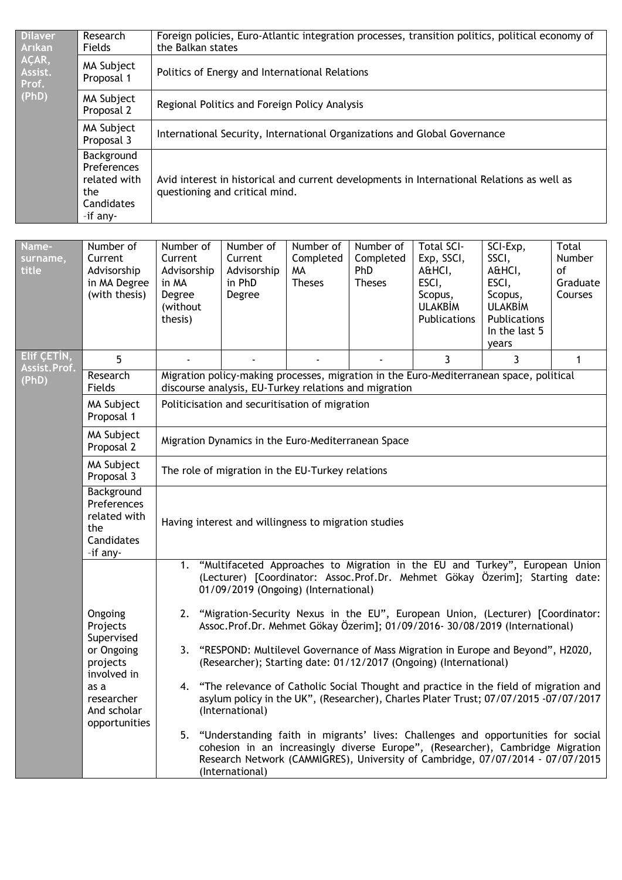| | | |
|---|---|---|
| Dilaver Arıkan AÇAR, Assist. Prof. (PhD) | Research Fields | Foreign policies, Euro-Atlantic integration processes, transition politics, political economy of the Balkan states |
| | MA Subject Proposal 1 | Politics of Energy and International Relations |
| | MA Subject Proposal 2 | Regional Politics and Foreign Policy Analysis |
| | MA Subject Proposal 3 | International Security, International Organizations and Global Governance |
| | Background Preferences related with the Candidates -if any- | Avid interest in historical and current developments in International Relations as well as questioning and critical mind. |

| Name-surname, title | Number of Current Advisorship in MA Degree (with thesis) | Number of Current Advisorship in MA Degree (without thesis) | Number of Current Advisorship in PhD Degree | Number of Completed MA Theses | Number of Completed PhD Theses | Total SCI-Exp, SSCI, A&HCI, ESCI, Scopus, ULAKBİM Publications | SCI-Exp, SSCI, A&HCI, ESCI, Scopus, ULAKBİM Publications In the last 5 years | Total Number of Graduate Courses |
|---|---|---|---|---|---|---|---|---|
| Elif ÇETİN, Assist.Prof. (PhD) | 5 | - | - | - | - | 3 | 3 | 1 |
| | Research Fields | Migration policy-making processes, migration in the Euro-Mediterranean space, political discourse analysis, EU-Turkey relations and migration | | | | | | |
| | MA Subject Proposal 1 | Politicisation and securitisation of migration | | | | | | |
| | MA Subject Proposal 2 | Migration Dynamics in the Euro-Mediterranean Space | | | | | | |
| | MA Subject Proposal 3 | The role of migration in the EU-Turkey relations | | | | | | |
| | Background Preferences related with the Candidates -if any- | Having interest and willingness to migration studies | | | | | | |
| | Ongoing Projects Supervised or Ongoing projects involved in as a researcher And scholar opportunities | 1. "Multifaceted Approaches to Migration in the EU and Turkey", European Union (Lecturer) [Coordinator: Assoc.Prof.Dr. Mehmet Gökay Özerim]; Starting date: 01/09/2019 (Ongoing) (International)<br>2. "Migration-Security Nexus in the EU", European Union, (Lecturer) [Coordinator: Assoc.Prof.Dr. Mehmet Gökay Özerim]; 01/09/2016- 30/08/2019 (International)<br>3. "RESPOND: Multilevel Governance of Mass Migration in Europe and Beyond", H2020, (Researcher); Starting date: 01/12/2017 (Ongoing) (International)<br>4. "The relevance of Catholic Social Thought and practice in the field of migration and asylum policy in the UK", (Researcher), Charles Plater Trust; 07/07/2015 -07/07/2017 (International)<br>5. "Understanding faith in migrants' lives: Challenges and opportunities for social cohesion in an increasingly diverse Europe", (Researcher), Cambridge Migration Research Network (CAMMIGRES), University of Cambridge, 07/07/2014 - 07/07/2015 (International) | | | | | | |